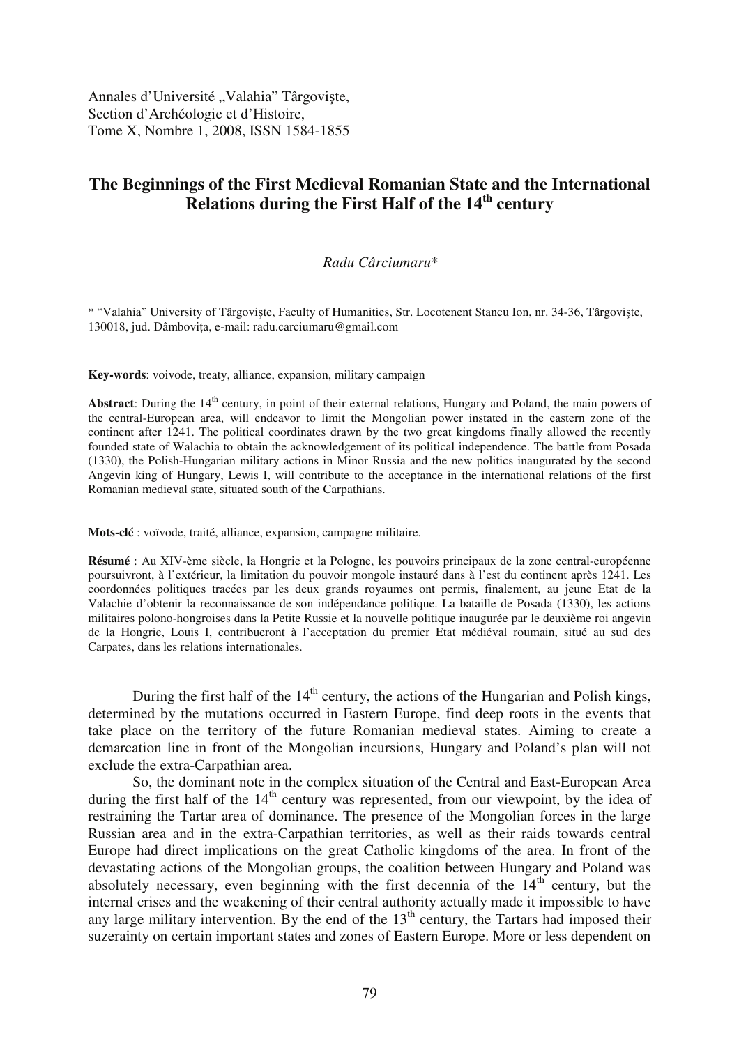Annales d'Université „Valahia" Târgovişte,
Section d'Archéologie et d'Histoire,
Tome X, Nombre 1, 2008, ISSN 1584-1855

# The Beginnings of the First Medieval Romanian State and the International Relations during the First Half of the 14th century

*Radu Cârciumaru**

\* "Valahia" University of Târgovişte, Faculty of Humanities, Str. Locotenent Stancu Ion, nr. 34-36, Târgovişte, 130018, jud. Dâmboviţa, e-mail: radu.carciumaru@gmail.com

**Key-words**: voivode, treaty, alliance, expansion, military campaign

**Abstract**: During the 14th century, in point of their external relations, Hungary and Poland, the main powers of the central-European area, will endeavor to limit the Mongolian power instated in the eastern zone of the continent after 1241. The political coordinates drawn by the two great kingdoms finally allowed the recently founded state of Walachia to obtain the acknowledgement of its political independence. The battle from Posada (1330), the Polish-Hungarian military actions in Minor Russia and the new politics inaugurated by the second Angevin king of Hungary, Lewis I, will contribute to the acceptance in the international relations of the first Romanian medieval state, situated south of the Carpathians.

**Mots-clé** : voïvode, traité, alliance, expansion, campagne militaire.

**Résumé** : Au XIV-ème siècle, la Hongrie et la Pologne, les pouvoirs principaux de la zone central-européenne poursuivront, à l'extérieur, la limitation du pouvoir mongole instauré dans à l'est du continent après 1241. Les coordonnées politiques tracées par les deux grands royaumes ont permis, finalement, au jeune Etat de la Valachie d'obtenir la reconnaissance de son indépendance politique. La bataille de Posada (1330), les actions militaires polono-hongroises dans la Petite Russie et la nouvelle politique inaugurée par le deuxième roi angevin de la Hongrie, Louis I, contribueront à l'acceptation du premier Etat médiéval roumain, situé au sud des Carpates, dans les relations internationales.

During the first half of the 14th century, the actions of the Hungarian and Polish kings, determined by the mutations occurred in Eastern Europe, find deep roots in the events that take place on the territory of the future Romanian medieval states. Aiming to create a demarcation line in front of the Mongolian incursions, Hungary and Poland's plan will not exclude the extra-Carpathian area.

So, the dominant note in the complex situation of the Central and East-European Area during the first half of the 14th century was represented, from our viewpoint, by the idea of restraining the Tartar area of dominance. The presence of the Mongolian forces in the large Russian area and in the extra-Carpathian territories, as well as their raids towards central Europe had direct implications on the great Catholic kingdoms of the area. In front of the devastating actions of the Mongolian groups, the coalition between Hungary and Poland was absolutely necessary, even beginning with the first decennia of the 14th century, but the internal crises and the weakening of their central authority actually made it impossible to have any large military intervention. By the end of the 13th century, the Tartars had imposed their suzerainty on certain important states and zones of Eastern Europe. More or less dependent on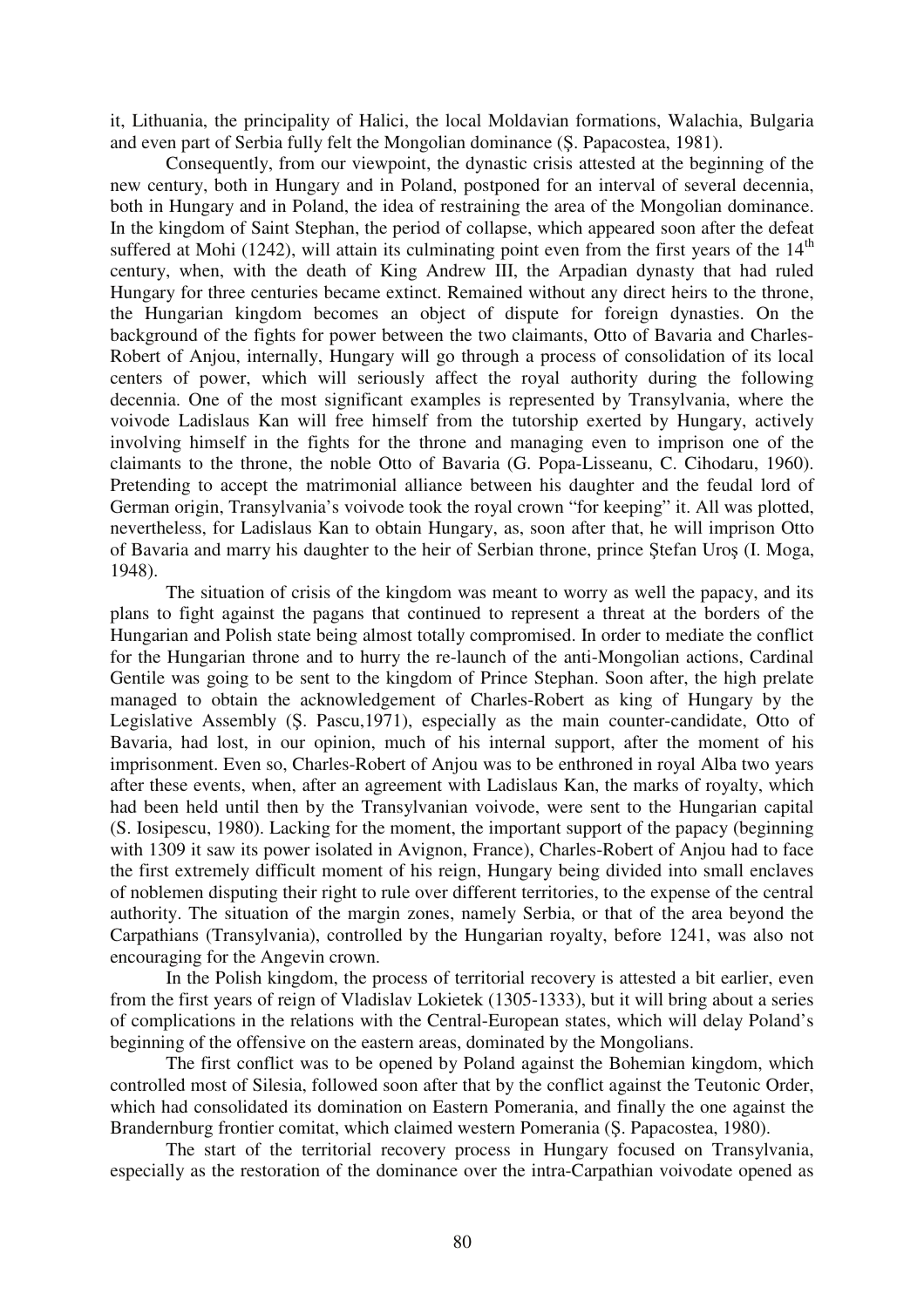it, Lithuania, the principality of Halici, the local Moldavian formations, Walachia, Bulgaria and even part of Serbia fully felt the Mongolian dominance (Ş. Papacostea, 1981).

Consequently, from our viewpoint, the dynastic crisis attested at the beginning of the new century, both in Hungary and in Poland, postponed for an interval of several decennia, both in Hungary and in Poland, the idea of restraining the area of the Mongolian dominance. In the kingdom of Saint Stephan, the period of collapse, which appeared soon after the defeat suffered at Mohi (1242), will attain its culminating point even from the first years of the 14th century, when, with the death of King Andrew III, the Arpadian dynasty that had ruled Hungary for three centuries became extinct. Remained without any direct heirs to the throne, the Hungarian kingdom becomes an object of dispute for foreign dynasties. On the background of the fights for power between the two claimants, Otto of Bavaria and Charles-Robert of Anjou, internally, Hungary will go through a process of consolidation of its local centers of power, which will seriously affect the royal authority during the following decennia. One of the most significant examples is represented by Transylvania, where the voivode Ladislaus Kan will free himself from the tutorship exerted by Hungary, actively involving himself in the fights for the throne and managing even to imprison one of the claimants to the throne, the noble Otto of Bavaria (G. Popa-Lisseanu, C. Cihodaru, 1960). Pretending to accept the matrimonial alliance between his daughter and the feudal lord of German origin, Transylvania's voivode took the royal crown "for keeping" it. All was plotted, nevertheless, for Ladislaus Kan to obtain Hungary, as, soon after that, he will imprison Otto of Bavaria and marry his daughter to the heir of Serbian throne, prince Ştefan Uroş (I. Moga, 1948).

The situation of crisis of the kingdom was meant to worry as well the papacy, and its plans to fight against the pagans that continued to represent a threat at the borders of the Hungarian and Polish state being almost totally compromised. In order to mediate the conflict for the Hungarian throne and to hurry the re-launch of the anti-Mongolian actions, Cardinal Gentile was going to be sent to the kingdom of Prince Stephan. Soon after, the high prelate managed to obtain the acknowledgement of Charles-Robert as king of Hungary by the Legislative Assembly (Ş. Pascu,1971), especially as the main counter-candidate, Otto of Bavaria, had lost, in our opinion, much of his internal support, after the moment of his imprisonment. Even so, Charles-Robert of Anjou was to be enthroned in royal Alba two years after these events, when, after an agreement with Ladislaus Kan, the marks of royalty, which had been held until then by the Transylvanian voivode, were sent to the Hungarian capital (S. Iosipescu, 1980). Lacking for the moment, the important support of the papacy (beginning with 1309 it saw its power isolated in Avignon, France), Charles-Robert of Anjou had to face the first extremely difficult moment of his reign, Hungary being divided into small enclaves of noblemen disputing their right to rule over different territories, to the expense of the central authority. The situation of the margin zones, namely Serbia, or that of the area beyond the Carpathians (Transylvania), controlled by the Hungarian royalty, before 1241, was also not encouraging for the Angevin crown.

In the Polish kingdom, the process of territorial recovery is attested a bit earlier, even from the first years of reign of Vladislav Lokietek (1305-1333), but it will bring about a series of complications in the relations with the Central-European states, which will delay Poland's beginning of the offensive on the eastern areas, dominated by the Mongolians.

The first conflict was to be opened by Poland against the Bohemian kingdom, which controlled most of Silesia, followed soon after that by the conflict against the Teutonic Order, which had consolidated its domination on Eastern Pomerania, and finally the one against the Brandernburg frontier comitat, which claimed western Pomerania (Ş. Papacostea, 1980).

The start of the territorial recovery process in Hungary focused on Transylvania, especially as the restoration of the dominance over the intra-Carpathian voivodate opened as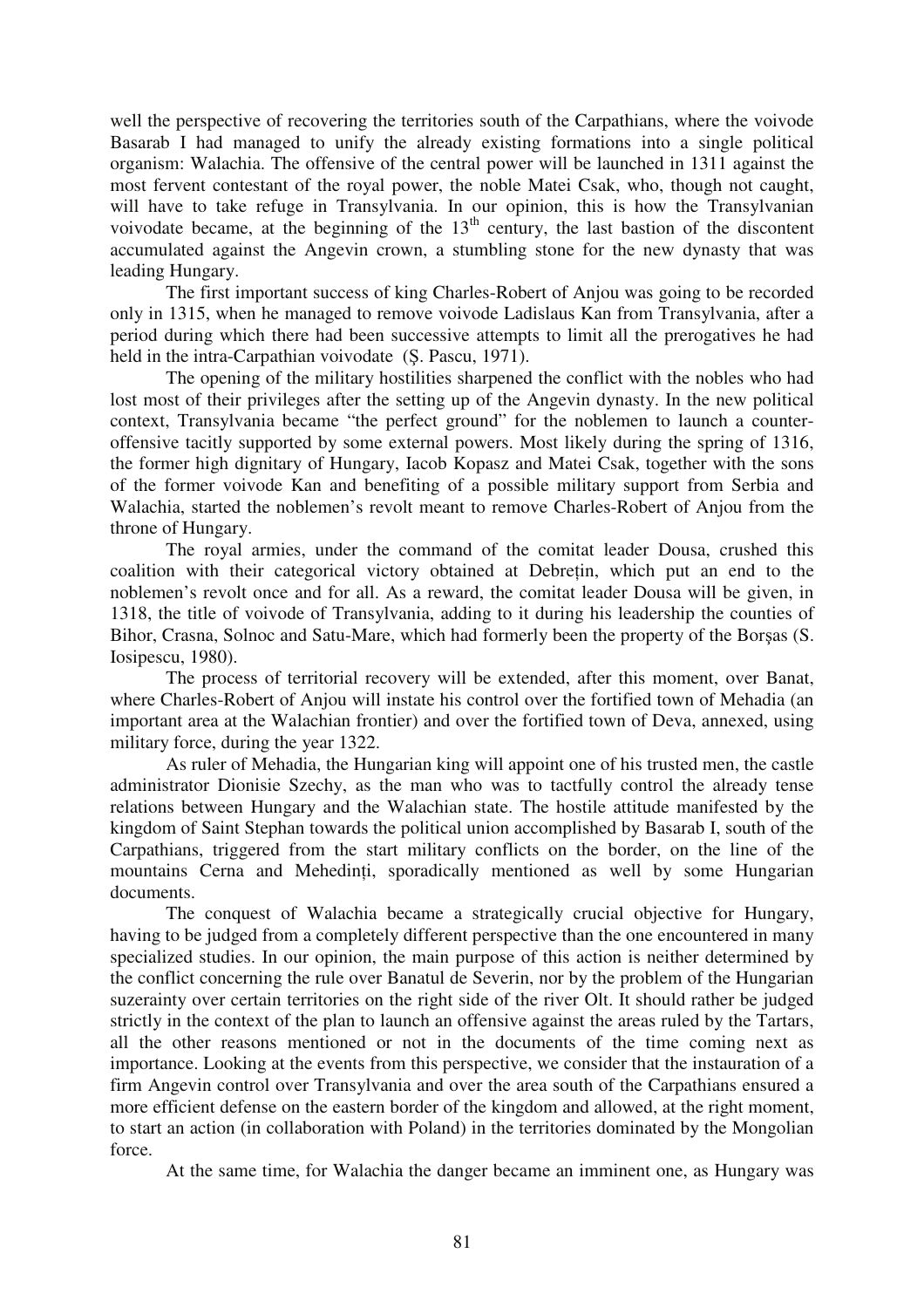well the perspective of recovering the territories south of the Carpathians, where the voivode Basarab I had managed to unify the already existing formations into a single political organism: Walachia. The offensive of the central power will be launched in 1311 against the most fervent contestant of the royal power, the noble Matei Csak, who, though not caught, will have to take refuge in Transylvania. In our opinion, this is how the Transylvanian voivodate became, at the beginning of the $13^{th}$ century, the last bastion of the discontent accumulated against the Angevin crown, a stumbling stone for the new dynasty that was leading Hungary.

The first important success of king Charles-Robert of Anjou was going to be recorded only in 1315, when he managed to remove voivode Ladislaus Kan from Transylvania, after a period during which there had been successive attempts to limit all the prerogatives he had held in the intra-Carpathian voivodate (Ş. Pascu, 1971).

The opening of the military hostilities sharpened the conflict with the nobles who had lost most of their privileges after the setting up of the Angevin dynasty. In the new political context, Transylvania became "the perfect ground" for the noblemen to launch a counter-offensive tacitly supported by some external powers. Most likely during the spring of 1316, the former high dignitary of Hungary, Iacob Kopasz and Matei Csak, together with the sons of the former voivode Kan and benefiting of a possible military support from Serbia and Walachia, started the noblemen's revolt meant to remove Charles-Robert of Anjou from the throne of Hungary.

The royal armies, under the command of the comitat leader Dousa, crushed this coalition with their categorical victory obtained at Debreţin, which put an end to the noblemen's revolt once and for all. As a reward, the comitat leader Dousa will be given, in 1318, the title of voivode of Transylvania, adding to it during his leadership the counties of Bihor, Crasna, Solnoc and Satu-Mare, which had formerly been the property of the Borşas (S. Iosipescu, 1980).

The process of territorial recovery will be extended, after this moment, over Banat, where Charles-Robert of Anjou will instate his control over the fortified town of Mehadia (an important area at the Walachian frontier) and over the fortified town of Deva, annexed, using military force, during the year 1322.

As ruler of Mehadia, the Hungarian king will appoint one of his trusted men, the castle administrator Dionisie Szechy, as the man who was to tactfully control the already tense relations between Hungary and the Walachian state. The hostile attitude manifested by the kingdom of Saint Stephan towards the political union accomplished by Basarab I, south of the Carpathians, triggered from the start military conflicts on the border, on the line of the mountains Cerna and Mehedinţi, sporadically mentioned as well by some Hungarian documents.

The conquest of Walachia became a strategically crucial objective for Hungary, having to be judged from a completely different perspective than the one encountered in many specialized studies. In our opinion, the main purpose of this action is neither determined by the conflict concerning the rule over Banatul de Severin, nor by the problem of the Hungarian suzerainty over certain territories on the right side of the river Olt. It should rather be judged strictly in the context of the plan to launch an offensive against the areas ruled by the Tartars, all the other reasons mentioned or not in the documents of the time coming next as importance. Looking at the events from this perspective, we consider that the instauration of a firm Angevin control over Transylvania and over the area south of the Carpathians ensured a more efficient defense on the eastern border of the kingdom and allowed, at the right moment, to start an action (in collaboration with Poland) in the territories dominated by the Mongolian force.

At the same time, for Walachia the danger became an imminent one, as Hungary was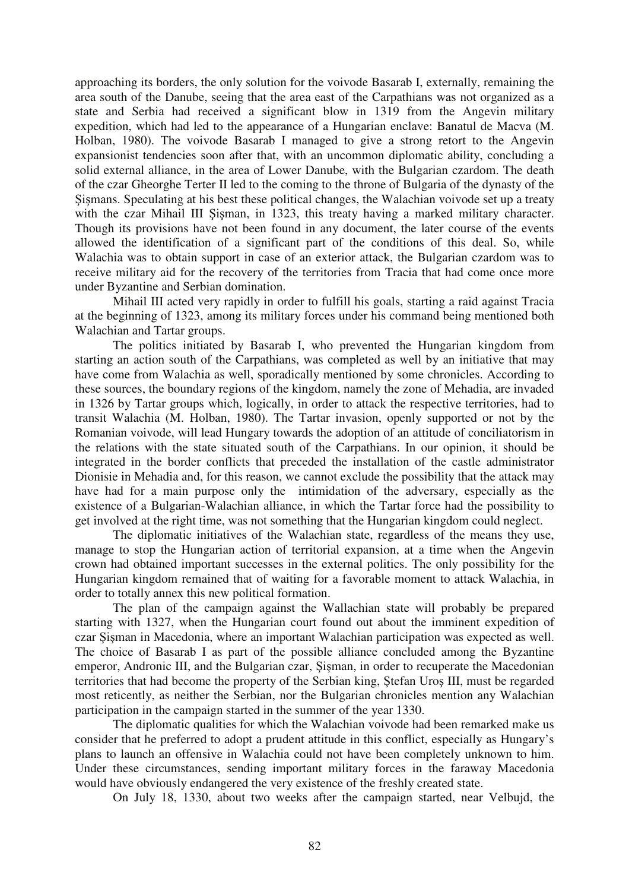approaching its borders, the only solution for the voivode Basarab I, externally, remaining the area south of the Danube, seeing that the area east of the Carpathians was not organized as a state and Serbia had received a significant blow in 1319 from the Angevin military expedition, which had led to the appearance of a Hungarian enclave: Banatul de Macva (M. Holban, 1980). The voivode Basarab I managed to give a strong retort to the Angevin expansionist tendencies soon after that, with an uncommon diplomatic ability, concluding a solid external alliance, in the area of Lower Danube, with the Bulgarian czardom. The death of the czar Gheorghe Terter II led to the coming to the throne of Bulgaria of the dynasty of the Şişmans. Speculating at his best these political changes, the Walachian voivode set up a treaty with the czar Mihail III Şişman, in 1323, this treaty having a marked military character. Though its provisions have not been found in any document, the later course of the events allowed the identification of a significant part of the conditions of this deal. So, while Walachia was to obtain support in case of an exterior attack, the Bulgarian czardom was to receive military aid for the recovery of the territories from Tracia that had come once more under Byzantine and Serbian domination.

Mihail III acted very rapidly in order to fulfill his goals, starting a raid against Tracia at the beginning of 1323, among its military forces under his command being mentioned both Walachian and Tartar groups.

The politics initiated by Basarab I, who prevented the Hungarian kingdom from starting an action south of the Carpathians, was completed as well by an initiative that may have come from Walachia as well, sporadically mentioned by some chronicles. According to these sources, the boundary regions of the kingdom, namely the zone of Mehadia, are invaded in 1326 by Tartar groups which, logically, in order to attack the respective territories, had to transit Walachia (M. Holban, 1980). The Tartar invasion, openly supported or not by the Romanian voivode, will lead Hungary towards the adoption of an attitude of conciliatorism in the relations with the state situated south of the Carpathians. In our opinion, it should be integrated in the border conflicts that preceded the installation of the castle administrator Dionisie in Mehadia and, for this reason, we cannot exclude the possibility that the attack may have had for a main purpose only the intimidation of the adversary, especially as the existence of a Bulgarian-Walachian alliance, in which the Tartar force had the possibility to get involved at the right time, was not something that the Hungarian kingdom could neglect.

The diplomatic initiatives of the Walachian state, regardless of the means they use, manage to stop the Hungarian action of territorial expansion, at a time when the Angevin crown had obtained important successes in the external politics. The only possibility for the Hungarian kingdom remained that of waiting for a favorable moment to attack Walachia, in order to totally annex this new political formation.

The plan of the campaign against the Wallachian state will probably be prepared starting with 1327, when the Hungarian court found out about the imminent expedition of czar Şişman in Macedonia, where an important Walachian participation was expected as well. The choice of Basarab I as part of the possible alliance concluded among the Byzantine emperor, Andronic III, and the Bulgarian czar, Şişman, in order to recuperate the Macedonian territories that had become the property of the Serbian king, Ştefan Uroş III, must be regarded most reticently, as neither the Serbian, nor the Bulgarian chronicles mention any Walachian participation in the campaign started in the summer of the year 1330.

The diplomatic qualities for which the Walachian voivode had been remarked make us consider that he preferred to adopt a prudent attitude in this conflict, especially as Hungary's plans to launch an offensive in Walachia could not have been completely unknown to him. Under these circumstances, sending important military forces in the faraway Macedonia would have obviously endangered the very existence of the freshly created state.

On July 18, 1330, about two weeks after the campaign started, near Velbujd, the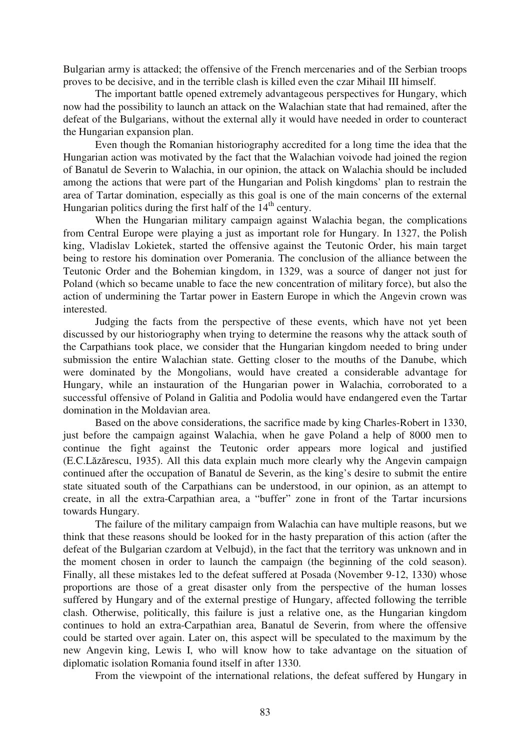Bulgarian army is attacked; the offensive of the French mercenaries and of the Serbian troops proves to be decisive, and in the terrible clash is killed even the czar Mihail III himself.

The important battle opened extremely advantageous perspectives for Hungary, which now had the possibility to launch an attack on the Walachian state that had remained, after the defeat of the Bulgarians, without the external ally it would have needed in order to counteract the Hungarian expansion plan.

Even though the Romanian historiography accredited for a long time the idea that the Hungarian action was motivated by the fact that the Walachian voivode had joined the region of Banatul de Severin to Walachia, in our opinion, the attack on Walachia should be included among the actions that were part of the Hungarian and Polish kingdoms' plan to restrain the area of Tartar domination, especially as this goal is one of the main concerns of the external Hungarian politics during the first half of the 14th century.

When the Hungarian military campaign against Walachia began, the complications from Central Europe were playing a just as important role for Hungary. In 1327, the Polish king, Vladislav Lokietek, started the offensive against the Teutonic Order, his main target being to restore his domination over Pomerania. The conclusion of the alliance between the Teutonic Order and the Bohemian kingdom, in 1329, was a source of danger not just for Poland (which so became unable to face the new concentration of military force), but also the action of undermining the Tartar power in Eastern Europe in which the Angevin crown was interested.

Judging the facts from the perspective of these events, which have not yet been discussed by our historiography when trying to determine the reasons why the attack south of the Carpathians took place, we consider that the Hungarian kingdom needed to bring under submission the entire Walachian state. Getting closer to the mouths of the Danube, which were dominated by the Mongolians, would have created a considerable advantage for Hungary, while an instauration of the Hungarian power in Walachia, corroborated to a successful offensive of Poland in Galitia and Podolia would have endangered even the Tartar domination in the Moldavian area.

Based on the above considerations, the sacrifice made by king Charles-Robert in 1330, just before the campaign against Walachia, when he gave Poland a help of 8000 men to continue the fight against the Teutonic order appears more logical and justified (E.C.Lăzărescu, 1935). All this data explain much more clearly why the Angevin campaign continued after the occupation of Banatul de Severin, as the king's desire to submit the entire state situated south of the Carpathians can be understood, in our opinion, as an attempt to create, in all the extra-Carpathian area, a "buffer" zone in front of the Tartar incursions towards Hungary.

The failure of the military campaign from Walachia can have multiple reasons, but we think that these reasons should be looked for in the hasty preparation of this action (after the defeat of the Bulgarian czardom at Velbujd), in the fact that the territory was unknown and in the moment chosen in order to launch the campaign (the beginning of the cold season). Finally, all these mistakes led to the defeat suffered at Posada (November 9-12, 1330) whose proportions are those of a great disaster only from the perspective of the human losses suffered by Hungary and of the external prestige of Hungary, affected following the terrible clash. Otherwise, politically, this failure is just a relative one, as the Hungarian kingdom continues to hold an extra-Carpathian area, Banatul de Severin, from where the offensive could be started over again. Later on, this aspect will be speculated to the maximum by the new Angevin king, Lewis I, who will know how to take advantage on the situation of diplomatic isolation Romania found itself in after 1330.

From the viewpoint of the international relations, the defeat suffered by Hungary in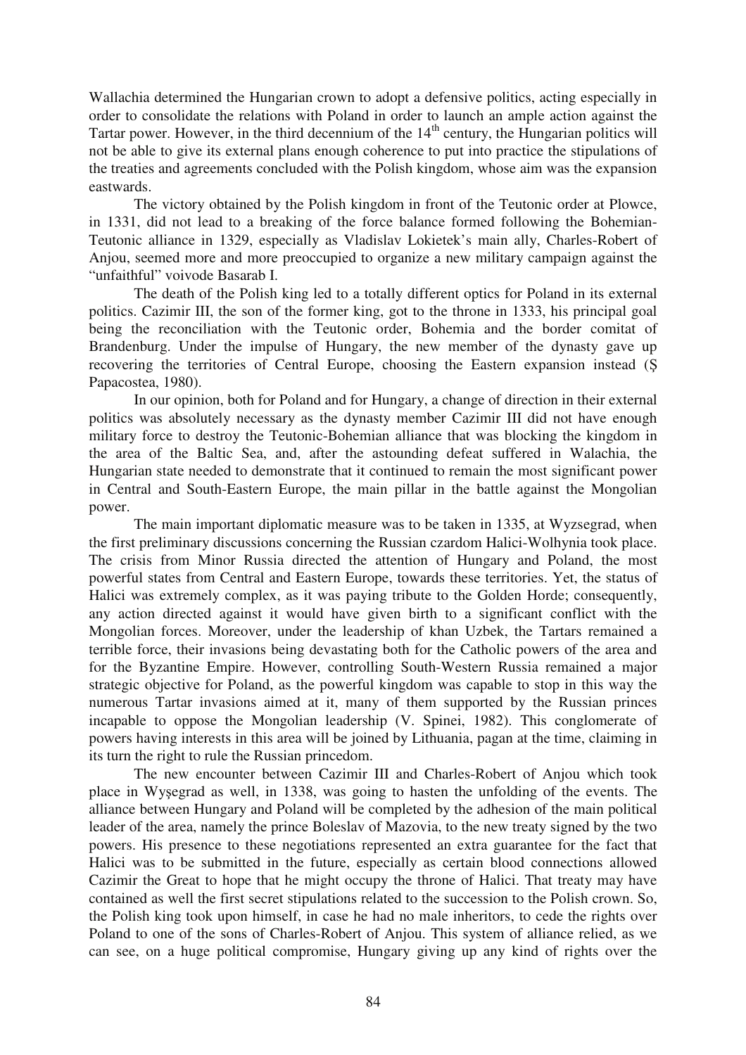Wallachia determined the Hungarian crown to adopt a defensive politics, acting especially in order to consolidate the relations with Poland in order to launch an ample action against the Tartar power. However, in the third decennium of the 14th century, the Hungarian politics will not be able to give its external plans enough coherence to put into practice the stipulations of the treaties and agreements concluded with the Polish kingdom, whose aim was the expansion eastwards.

The victory obtained by the Polish kingdom in front of the Teutonic order at Plowce, in 1331, did not lead to a breaking of the force balance formed following the Bohemian-Teutonic alliance in 1329, especially as Vladislav Lokietek's main ally, Charles-Robert of Anjou, seemed more and more preoccupied to organize a new military campaign against the "unfaithful" voivode Basarab I.

The death of the Polish king led to a totally different optics for Poland in its external politics. Cazimir III, the son of the former king, got to the throne in 1333, his principal goal being the reconciliation with the Teutonic order, Bohemia and the border comitat of Brandenburg. Under the impulse of Hungary, the new member of the dynasty gave up recovering the territories of Central Europe, choosing the Eastern expansion instead (Ş Papacostea, 1980).

In our opinion, both for Poland and for Hungary, a change of direction in their external politics was absolutely necessary as the dynasty member Cazimir III did not have enough military force to destroy the Teutonic-Bohemian alliance that was blocking the kingdom in the area of the Baltic Sea, and, after the astounding defeat suffered in Walachia, the Hungarian state needed to demonstrate that it continued to remain the most significant power in Central and South-Eastern Europe, the main pillar in the battle against the Mongolian power.

The main important diplomatic measure was to be taken in 1335, at Wyzsegrad, when the first preliminary discussions concerning the Russian czardom Halici-Wolhynia took place. The crisis from Minor Russia directed the attention of Hungary and Poland, the most powerful states from Central and Eastern Europe, towards these territories. Yet, the status of Halici was extremely complex, as it was paying tribute to the Golden Horde; consequently, any action directed against it would have given birth to a significant conflict with the Mongolian forces. Moreover, under the leadership of khan Uzbek, the Tartars remained a terrible force, their invasions being devastating both for the Catholic powers of the area and for the Byzantine Empire. However, controlling South-Western Russia remained a major strategic objective for Poland, as the powerful kingdom was capable to stop in this way the numerous Tartar invasions aimed at it, many of them supported by the Russian princes incapable to oppose the Mongolian leadership (V. Spinei, 1982). This conglomerate of powers having interests in this area will be joined by Lithuania, pagan at the time, claiming in its turn the right to rule the Russian princedom.

The new encounter between Cazimir III and Charles-Robert of Anjou which took place in Wyşegrad as well, in 1338, was going to hasten the unfolding of the events. The alliance between Hungary and Poland will be completed by the adhesion of the main political leader of the area, namely the prince Boleslav of Mazovia, to the new treaty signed by the two powers. His presence to these negotiations represented an extra guarantee for the fact that Halici was to be submitted in the future, especially as certain blood connections allowed Cazimir the Great to hope that he might occupy the throne of Halici. That treaty may have contained as well the first secret stipulations related to the succession to the Polish crown. So, the Polish king took upon himself, in case he had no male inheritors, to cede the rights over Poland to one of the sons of Charles-Robert of Anjou. This system of alliance relied, as we can see, on a huge political compromise, Hungary giving up any kind of rights over the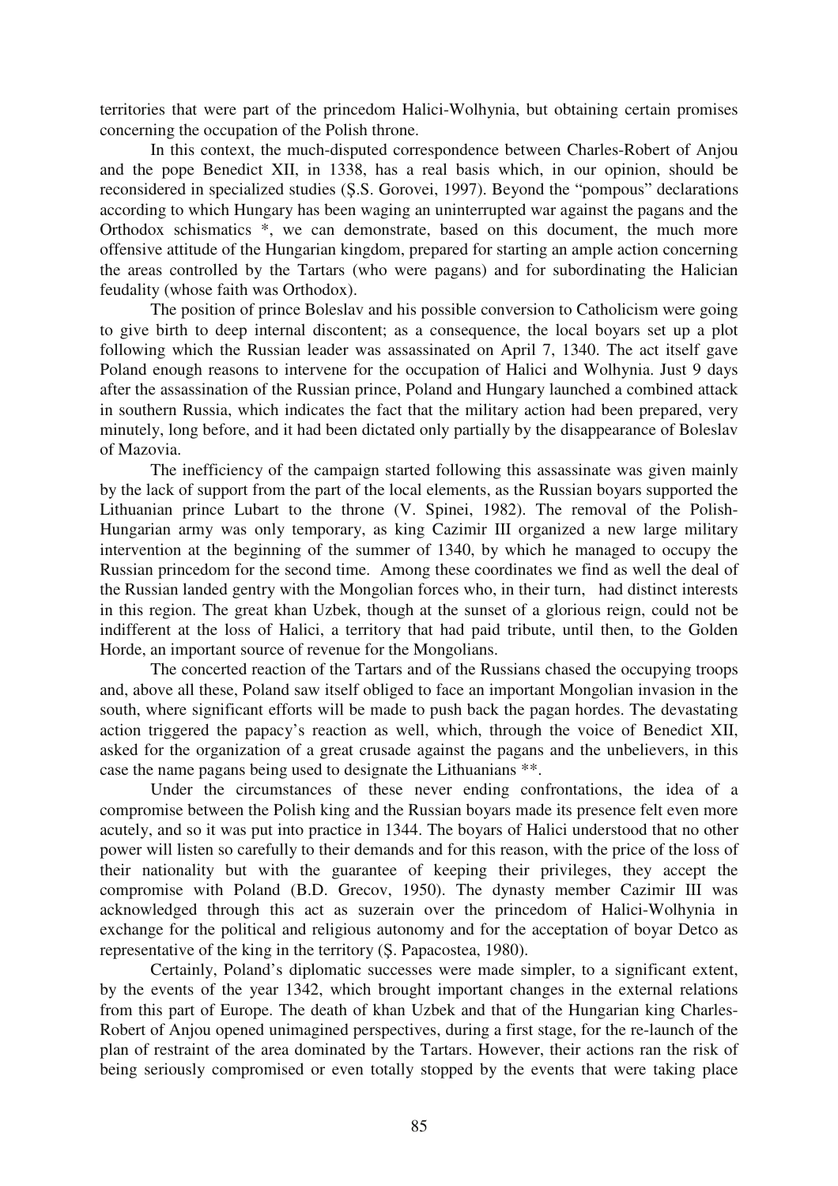territories that were part of the princedom Halici-Wolhynia, but obtaining certain promises concerning the occupation of the Polish throne.

In this context, the much-disputed correspondence between Charles-Robert of Anjou and the pope Benedict XII, in 1338, has a real basis which, in our opinion, should be reconsidered in specialized studies (Ş.S. Gorovei, 1997). Beyond the "pompous" declarations according to which Hungary has been waging an uninterrupted war against the pagans and the Orthodox schismatics *, we can demonstrate, based on this document, the much more offensive attitude of the Hungarian kingdom, prepared for starting an ample action concerning the areas controlled by the Tartars (who were pagans) and for subordinating the Halician feudality (whose faith was Orthodox).

The position of prince Boleslav and his possible conversion to Catholicism were going to give birth to deep internal discontent; as a consequence, the local boyars set up a plot following which the Russian leader was assassinated on April 7, 1340. The act itself gave Poland enough reasons to intervene for the occupation of Halici and Wolhynia. Just 9 days after the assassination of the Russian prince, Poland and Hungary launched a combined attack in southern Russia, which indicates the fact that the military action had been prepared, very minutely, long before, and it had been dictated only partially by the disappearance of Boleslav of Mazovia.

The inefficiency of the campaign started following this assassinate was given mainly by the lack of support from the part of the local elements, as the Russian boyars supported the Lithuanian prince Lubart to the throne (V. Spinei, 1982). The removal of the Polish-Hungarian army was only temporary, as king Cazimir III organized a new large military intervention at the beginning of the summer of 1340, by which he managed to occupy the Russian princedom for the second time. Among these coordinates we find as well the deal of the Russian landed gentry with the Mongolian forces who, in their turn, had distinct interests in this region. The great khan Uzbek, though at the sunset of a glorious reign, could not be indifferent at the loss of Halici, a territory that had paid tribute, until then, to the Golden Horde, an important source of revenue for the Mongolians.

The concerted reaction of the Tartars and of the Russians chased the occupying troops and, above all these, Poland saw itself obliged to face an important Mongolian invasion in the south, where significant efforts will be made to push back the pagan hordes. The devastating action triggered the papacy's reaction as well, which, through the voice of Benedict XII, asked for the organization of a great crusade against the pagans and the unbelievers, in this case the name pagans being used to designate the Lithuanians **.

Under the circumstances of these never ending confrontations, the idea of a compromise between the Polish king and the Russian boyars made its presence felt even more acutely, and so it was put into practice in 1344. The boyars of Halici understood that no other power will listen so carefully to their demands and for this reason, with the price of the loss of their nationality but with the guarantee of keeping their privileges, they accept the compromise with Poland (B.D. Grecov, 1950). The dynasty member Cazimir III was acknowledged through this act as suzerain over the princedom of Halici-Wolhynia in exchange for the political and religious autonomy and for the acceptation of boyar Detco as representative of the king in the territory (Ş. Papacostea, 1980).

Certainly, Poland's diplomatic successes were made simpler, to a significant extent, by the events of the year 1342, which brought important changes in the external relations from this part of Europe. The death of khan Uzbek and that of the Hungarian king Charles-Robert of Anjou opened unimagined perspectives, during a first stage, for the re-launch of the plan of restraint of the area dominated by the Tartars. However, their actions ran the risk of being seriously compromised or even totally stopped by the events that were taking place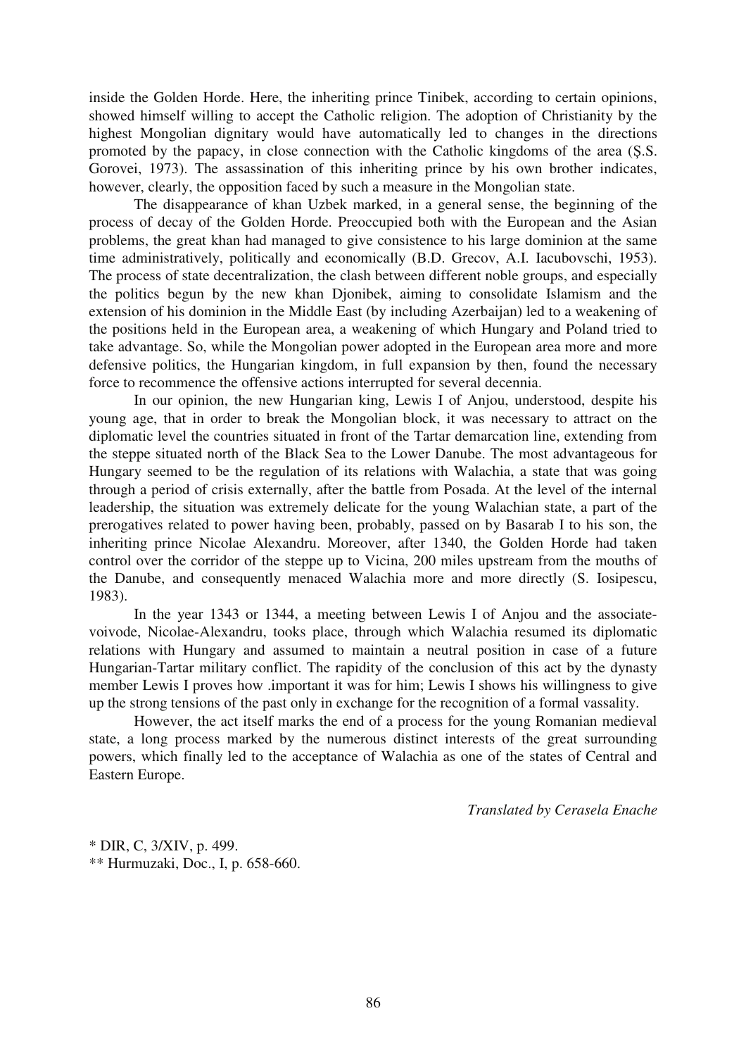inside the Golden Horde. Here, the inheriting prince Tinibek, according to certain opinions, showed himself willing to accept the Catholic religion. The adoption of Christianity by the highest Mongolian dignitary would have automatically led to changes in the directions promoted by the papacy, in close connection with the Catholic kingdoms of the area (Ş.S. Gorovei, 1973). The assassination of this inheriting prince by his own brother indicates, however, clearly, the opposition faced by such a measure in the Mongolian state.

The disappearance of khan Uzbek marked, in a general sense, the beginning of the process of decay of the Golden Horde. Preoccupied both with the European and the Asian problems, the great khan had managed to give consistence to his large dominion at the same time administratively, politically and economically (B.D. Grecov, A.I. Iacubovschi, 1953). The process of state decentralization, the clash between different noble groups, and especially the politics begun by the new khan Djonibek, aiming to consolidate Islamism and the extension of his dominion in the Middle East (by including Azerbaijan) led to a weakening of the positions held in the European area, a weakening of which Hungary and Poland tried to take advantage. So, while the Mongolian power adopted in the European area more and more defensive politics, the Hungarian kingdom, in full expansion by then, found the necessary force to recommence the offensive actions interrupted for several decennia.

In our opinion, the new Hungarian king, Lewis I of Anjou, understood, despite his young age, that in order to break the Mongolian block, it was necessary to attract on the diplomatic level the countries situated in front of the Tartar demarcation line, extending from the steppe situated north of the Black Sea to the Lower Danube. The most advantageous for Hungary seemed to be the regulation of its relations with Walachia, a state that was going through a period of crisis externally, after the battle from Posada. At the level of the internal leadership, the situation was extremely delicate for the young Walachian state, a part of the prerogatives related to power having been, probably, passed on by Basarab I to his son, the inheriting prince Nicolae Alexandru. Moreover, after 1340, the Golden Horde had taken control over the corridor of the steppe up to Vicina, 200 miles upstream from the mouths of the Danube, and consequently menaced Walachia more and more directly (S. Iosipescu, 1983).

In the year 1343 or 1344, a meeting between Lewis I of Anjou and the associate-voivode, Nicolae-Alexandru, tooks place, through which Walachia resumed its diplomatic relations with Hungary and assumed to maintain a neutral position in case of a future Hungarian-Tartar military conflict. The rapidity of the conclusion of this act by the dynasty member Lewis I proves how .important it was for him; Lewis I shows his willingness to give up the strong tensions of the past only in exchange for the recognition of a formal vassality.

However, the act itself marks the end of a process for the young Romanian medieval state, a long process marked by the numerous distinct interests of the great surrounding powers, which finally led to the acceptance of Walachia as one of the states of Central and Eastern Europe.

*Translated by Cerasela Enache*

* DIR, C, 3/XIV, p. 499.
** Hurmuzaki, Doc., I, p. 658-660.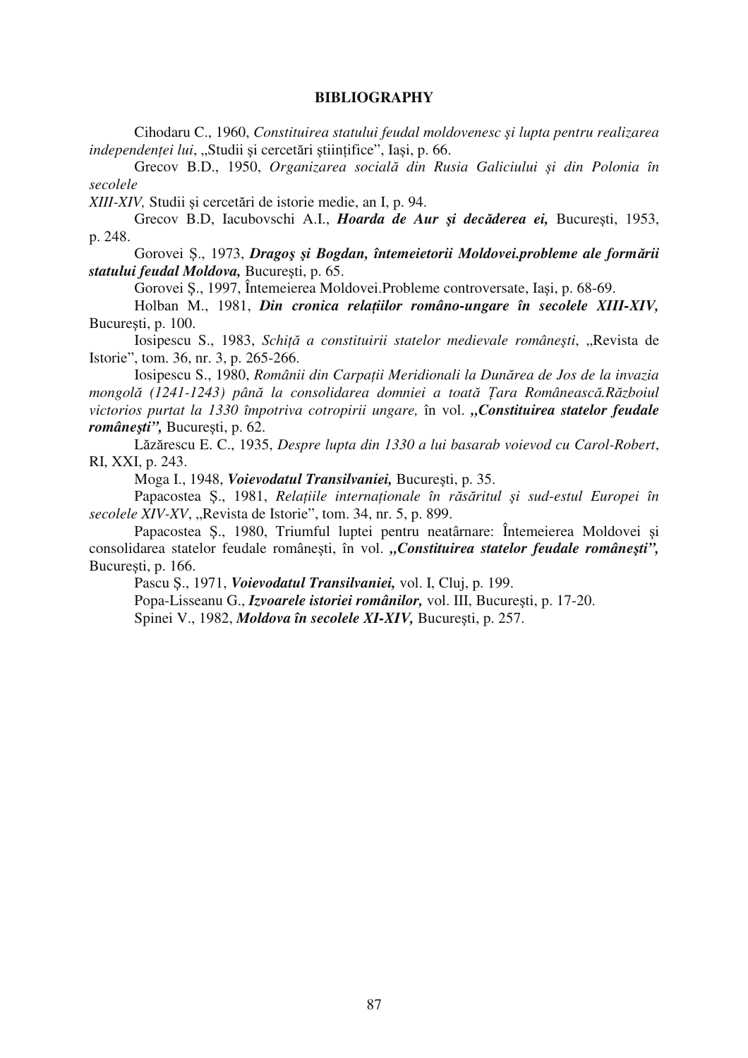**BIBLIOGRAPHY**

Cihodaru C., 1960, *Constituirea statului feudal moldovenesc şi lupta pentru realizarea independenţei lui*, „Studii şi cercetări ştiinţifice", Iaşi, p. 66.

Grecov B.D., 1950, *Organizarea socială din Rusia Galiciului şi din Polonia în secolele XIII-XIV,* Studii şi cercetări de istorie medie, an I, p. 94.

Grecov B.D, Iacubovschi A.I., ***Hoarda de Aur şi decăderea ei,*** Bucureşti, 1953, p. 248.

Gorovei Ş., 1973, ***Dragoş şi Bogdan, întemeietorii Moldovei.probleme ale formării statului feudal Moldova,*** Bucureşti, p. 65.

Gorovei Ş., 1997, Întemeierea Moldovei.Probleme controversate, Iaşi, p. 68-69.

Holban M., 1981, ***Din cronica relaţiilor româno-ungare în secolele XIII-XIV,*** Bucureşti, p. 100.

Iosipescu S., 1983, *Schiţă a constituirii statelor medievale româneşti*, „Revista de Istorie", tom. 36, nr. 3, p. 265-266.

Iosipescu S., 1980, *Românii din Carpaţii Meridionali la Dunărea de Jos de la invazia mongolă (1241-1243) până la consolidarea domniei a toată Ţara Românească.Războiul victorios purtat la 1330 împotriva cotropirii ungare,* în vol. ***„Constituirea statelor feudale româneşti",*** Bucureşti, p. 62.

Lăzărescu E. C., 1935, *Despre lupta din 1330 a lui basarab voievod cu Carol-Robert*, RI, XXI, p. 243.

Moga I., 1948, ***Voievodatul Transilvaniei,*** Bucureşti, p. 35.

Papacostea Ş., 1981, *Relaţiile internaţionale în răsăritul şi sud-estul Europei în secolele XIV-XV*, „Revista de Istorie", tom. 34, nr. 5, p. 899.

Papacostea Ş., 1980, Triumful luptei pentru neatârnare: Întemeierea Moldovei şi consolidarea statelor feudale româneşti, în vol. ***„Constituirea statelor feudale româneşti",*** Bucureşti, p. 166.

Pascu Ş., 1971, ***Voievodatul Transilvaniei,*** vol. I, Cluj, p. 199.

Popa-Lisseanu G., ***Izvoarele istoriei românilor,*** vol. III, Bucureşti, p. 17-20.

Spinei V., 1982, ***Moldova în secolele XI-XIV,*** Bucureşti, p. 257.